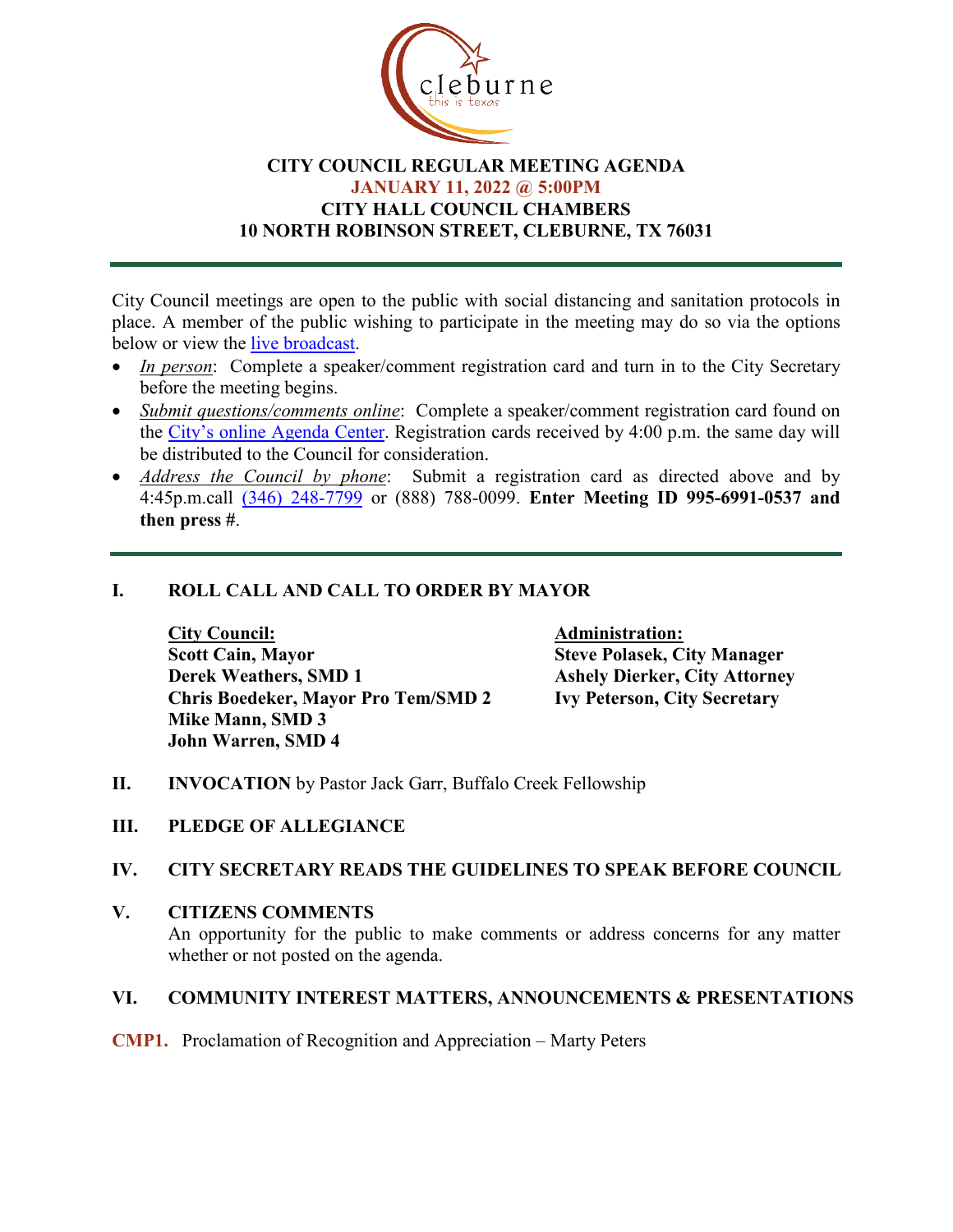cleburne
this is texas

# CITY COUNCIL REGULAR MEETING AGENDA
## JANUARY 11, 2022 @ 5:00PM
## CITY HALL COUNCIL CHAMBERS
## 10 NORTH ROBINSON STREET, CLEBURNE, TX 76031

---

City Council meetings are open to the public with social distancing and sanitation protocols in place. A member of the public wishing to participate in the meeting may do so via the options below or view the live broadcast.

- *In person*: Complete a speaker/comment registration card and turn in to the City Secretary before the meeting begins.
- *Submit questions/comments online*: Complete a speaker/comment registration card found on the City's online Agenda Center. Registration cards received by 4:00 p.m. the same day will be distributed to the Council for consideration.
- *Address the Council by phone*: Submit a registration card as directed above and by 4:45p.m.call (346) 248-7799 or (888) 788-0099. **Enter Meeting ID 995-6991-0537 and then press #**.

---

## I. ROLL CALL AND CALL TO ORDER BY MAYOR

**City Council:**
**Scott Cain, Mayor**
**Derek Weathers, SMD 1**
**Chris Boedeker, Mayor Pro Tem/SMD 2**
**Mike Mann, SMD 3**
**John Warren, SMD 4**

**Administration:**
**Steve Polasek, City Manager**
**Ashely Dierker, City Attorney**
**Ivy Peterson, City Secretary**

## II. INVOCATION by Pastor Jack Garr, Buffalo Creek Fellowship

## III. PLEDGE OF ALLEGIANCE

## IV. CITY SECRETARY READS THE GUIDELINES TO SPEAK BEFORE COUNCIL

## V. CITIZENS COMMENTS

An opportunity for the public to make comments or address concerns for any matter whether or not posted on the agenda.

## VI. COMMUNITY INTEREST MATTERS, ANNOUNCEMENTS & PRESENTATIONS

**CMP1.** Proclamation of Recognition and Appreciation – Marty Peters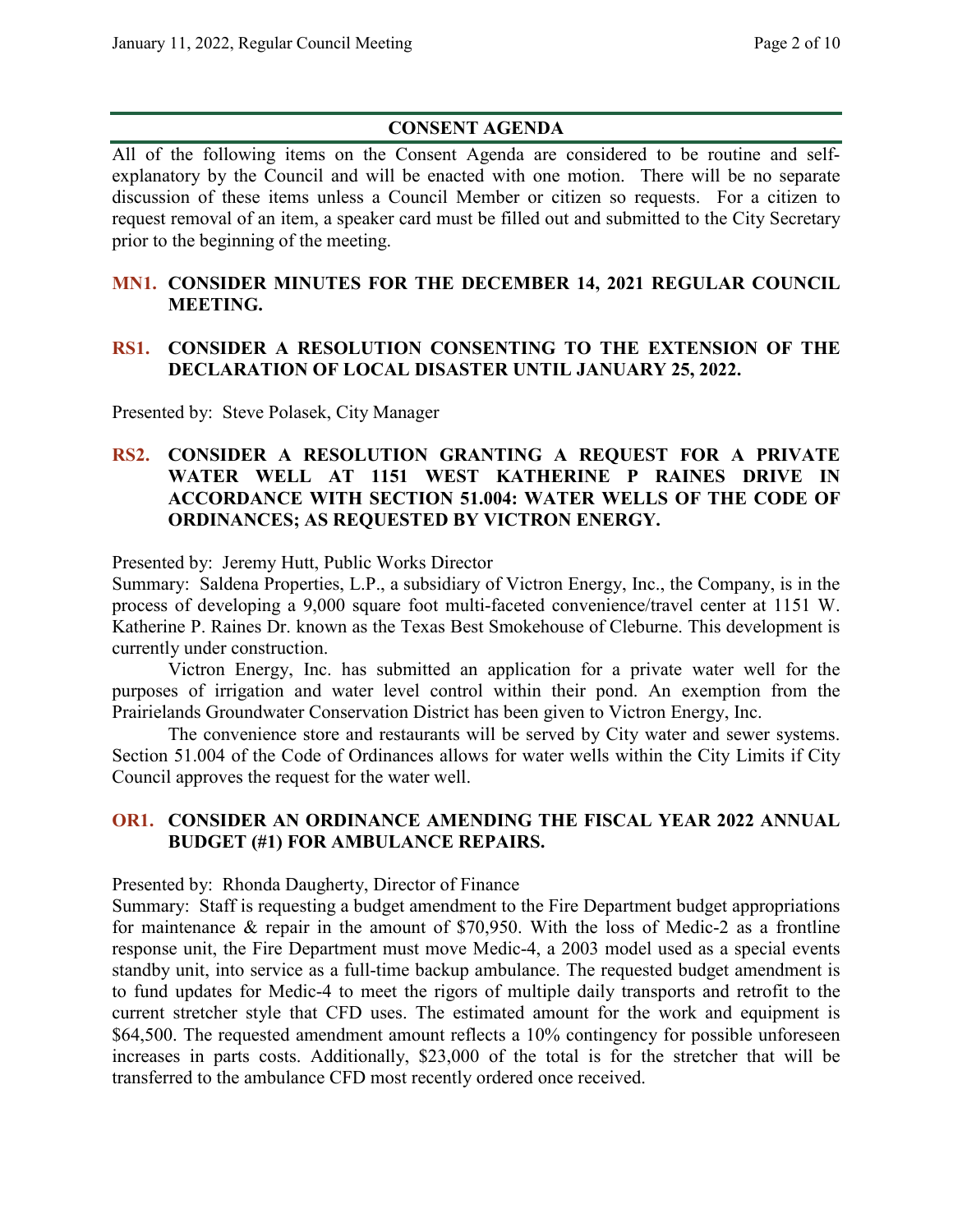## CONSENT AGENDA

All of the following items on the Consent Agenda are considered to be routine and self-explanatory by the Council and will be enacted with one motion. There will be no separate discussion of these items unless a Council Member or citizen so requests. For a citizen to request removal of an item, a speaker card must be filled out and submitted to the City Secretary prior to the beginning of the meeting.

**MN1. CONSIDER MINUTES FOR THE DECEMBER 14, 2021 REGULAR COUNCIL MEETING.**

**RS1. CONSIDER A RESOLUTION CONSENTING TO THE EXTENSION OF THE DECLARATION OF LOCAL DISASTER UNTIL JANUARY 25, 2022.**

Presented by: Steve Polasek, City Manager

**RS2. CONSIDER A RESOLUTION GRANTING A REQUEST FOR A PRIVATE WATER WELL AT 1151 WEST KATHERINE P RAINES DRIVE IN ACCORDANCE WITH SECTION 51.004: WATER WELLS OF THE CODE OF ORDINANCES; AS REQUESTED BY VICTRON ENERGY.**

Presented by: Jeremy Hutt, Public Works Director

Summary: Saldena Properties, L.P., a subsidiary of Victron Energy, Inc., the Company, is in the process of developing a 9,000 square foot multi-faceted convenience/travel center at 1151 W. Katherine P. Raines Dr. known as the Texas Best Smokehouse of Cleburne. This development is currently under construction.

Victron Energy, Inc. has submitted an application for a private water well for the purposes of irrigation and water level control within their pond. An exemption from the Prairielands Groundwater Conservation District has been given to Victron Energy, Inc.

The convenience store and restaurants will be served by City water and sewer systems. Section 51.004 of the Code of Ordinances allows for water wells within the City Limits if City Council approves the request for the water well.

**OR1. CONSIDER AN ORDINANCE AMENDING THE FISCAL YEAR 2022 ANNUAL BUDGET (#1) FOR AMBULANCE REPAIRS.**

Presented by: Rhonda Daugherty, Director of Finance

Summary: Staff is requesting a budget amendment to the Fire Department budget appropriations for maintenance & repair in the amount of $70,950. With the loss of Medic-2 as a frontline response unit, the Fire Department must move Medic-4, a 2003 model used as a special events standby unit, into service as a full-time backup ambulance. The requested budget amendment is to fund updates for Medic-4 to meet the rigors of multiple daily transports and retrofit to the current stretcher style that CFD uses. The estimated amount for the work and equipment is $64,500. The requested amendment amount reflects a 10% contingency for possible unforeseen increases in parts costs. Additionally, $23,000 of the total is for the stretcher that will be transferred to the ambulance CFD most recently ordered once received.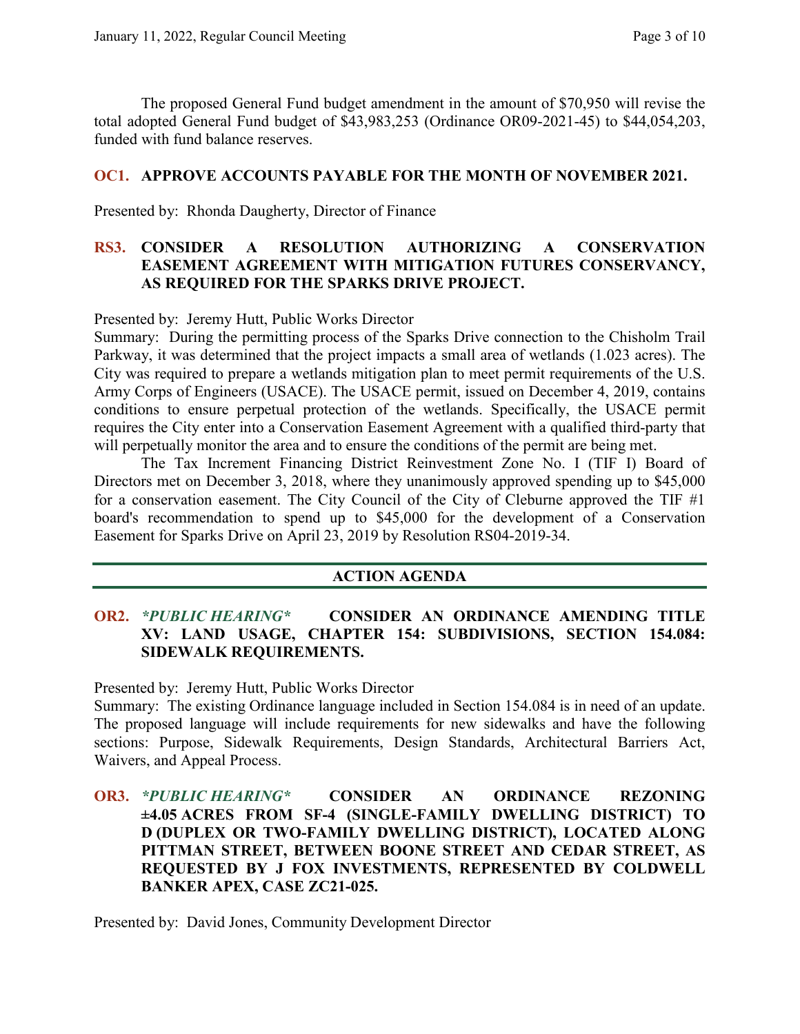The proposed General Fund budget amendment in the amount of $70,950 will revise the total adopted General Fund budget of $43,983,253 (Ordinance OR09-2021-45) to $44,054,203, funded with fund balance reserves.

### OC1. APPROVE ACCOUNTS PAYABLE FOR THE MONTH OF NOVEMBER 2021.

Presented by: Rhonda Daugherty, Director of Finance

### RS3. CONSIDER A RESOLUTION AUTHORIZING A CONSERVATION EASEMENT AGREEMENT WITH MITIGATION FUTURES CONSERVANCY, AS REQUIRED FOR THE SPARKS DRIVE PROJECT.

Presented by: Jeremy Hutt, Public Works Director

Summary: During the permitting process of the Sparks Drive connection to the Chisholm Trail Parkway, it was determined that the project impacts a small area of wetlands (1.023 acres). The City was required to prepare a wetlands mitigation plan to meet permit requirements of the U.S. Army Corps of Engineers (USACE). The USACE permit, issued on December 4, 2019, contains conditions to ensure perpetual protection of the wetlands. Specifically, the USACE permit requires the City enter into a Conservation Easement Agreement with a qualified third-party that will perpetually monitor the area and to ensure the conditions of the permit are being met.

The Tax Increment Financing District Reinvestment Zone No. I (TIF I) Board of Directors met on December 3, 2018, where they unanimously approved spending up to $45,000 for a conservation easement. The City Council of the City of Cleburne approved the TIF #1 board's recommendation to spend up to $45,000 for the development of a Conservation Easement for Sparks Drive on April 23, 2019 by Resolution RS04-2019-34.

## ACTION AGENDA

### OR2. *\*PUBLIC HEARING\** CONSIDER AN ORDINANCE AMENDING TITLE XV: LAND USAGE, CHAPTER 154: SUBDIVISIONS, SECTION 154.084: SIDEWALK REQUIREMENTS.

Presented by: Jeremy Hutt, Public Works Director

Summary: The existing Ordinance language included in Section 154.084 is in need of an update. The proposed language will include requirements for new sidewalks and have the following sections: Purpose, Sidewalk Requirements, Design Standards, Architectural Barriers Act, Waivers, and Appeal Process.

### OR3. *\*PUBLIC HEARING\** CONSIDER AN ORDINANCE REZONING ±4.05 ACRES FROM SF-4 (SINGLE-FAMILY DWELLING DISTRICT) TO D (DUPLEX OR TWO-FAMILY DWELLING DISTRICT), LOCATED ALONG PITTMAN STREET, BETWEEN BOONE STREET AND CEDAR STREET, AS REQUESTED BY J FOX INVESTMENTS, REPRESENTED BY COLDWELL BANKER APEX, CASE ZC21-025.

Presented by: David Jones, Community Development Director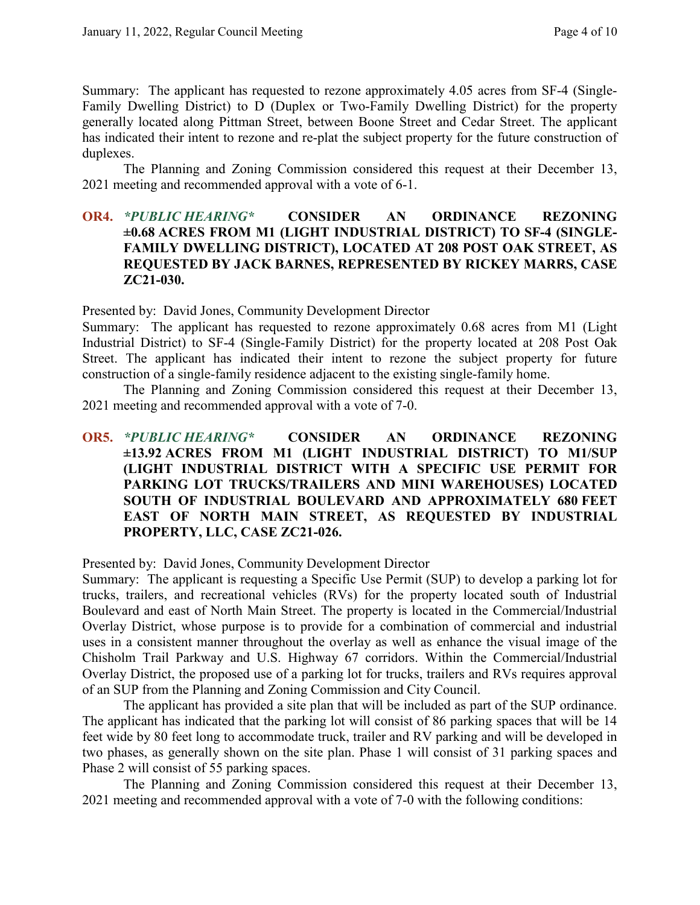Summary: The applicant has requested to rezone approximately 4.05 acres from SF-4 (Single-Family Dwelling District) to D (Duplex or Two-Family Dwelling District) for the property generally located along Pittman Street, between Boone Street and Cedar Street. The applicant has indicated their intent to rezone and re-plat the subject property for the future construction of duplexes.

The Planning and Zoning Commission considered this request at their December 13, 2021 meeting and recommended approval with a vote of 6-1.

**OR4.** ***\*PUBLIC HEARING\**** **CONSIDER AN ORDINANCE REZONING ±0.68 ACRES FROM M1 (LIGHT INDUSTRIAL DISTRICT) TO SF-4 (SINGLE-FAMILY DWELLING DISTRICT), LOCATED AT 208 POST OAK STREET, AS REQUESTED BY JACK BARNES, REPRESENTED BY RICKEY MARRS, CASE ZC21-030.**

Presented by: David Jones, Community Development Director

Summary: The applicant has requested to rezone approximately 0.68 acres from M1 (Light Industrial District) to SF-4 (Single-Family District) for the property located at 208 Post Oak Street. The applicant has indicated their intent to rezone the subject property for future construction of a single-family residence adjacent to the existing single-family home.

The Planning and Zoning Commission considered this request at their December 13, 2021 meeting and recommended approval with a vote of 7-0.

**OR5.** ***\*PUBLIC HEARING\**** **CONSIDER AN ORDINANCE REZONING ±13.92 ACRES FROM M1 (LIGHT INDUSTRIAL DISTRICT) TO M1/SUP (LIGHT INDUSTRIAL DISTRICT WITH A SPECIFIC USE PERMIT FOR PARKING LOT TRUCKS/TRAILERS AND MINI WAREHOUSES) LOCATED SOUTH OF INDUSTRIAL BOULEVARD AND APPROXIMATELY 680 FEET EAST OF NORTH MAIN STREET, AS REQUESTED BY INDUSTRIAL PROPERTY, LLC, CASE ZC21-026.**

Presented by: David Jones, Community Development Director

Summary: The applicant is requesting a Specific Use Permit (SUP) to develop a parking lot for trucks, trailers, and recreational vehicles (RVs) for the property located south of Industrial Boulevard and east of North Main Street. The property is located in the Commercial/Industrial Overlay District, whose purpose is to provide for a combination of commercial and industrial uses in a consistent manner throughout the overlay as well as enhance the visual image of the Chisholm Trail Parkway and U.S. Highway 67 corridors. Within the Commercial/Industrial Overlay District, the proposed use of a parking lot for trucks, trailers and RVs requires approval of an SUP from the Planning and Zoning Commission and City Council.

The applicant has provided a site plan that will be included as part of the SUP ordinance. The applicant has indicated that the parking lot will consist of 86 parking spaces that will be 14 feet wide by 80 feet long to accommodate truck, trailer and RV parking and will be developed in two phases, as generally shown on the site plan. Phase 1 will consist of 31 parking spaces and Phase 2 will consist of 55 parking spaces.

The Planning and Zoning Commission considered this request at their December 13, 2021 meeting and recommended approval with a vote of 7-0 with the following conditions: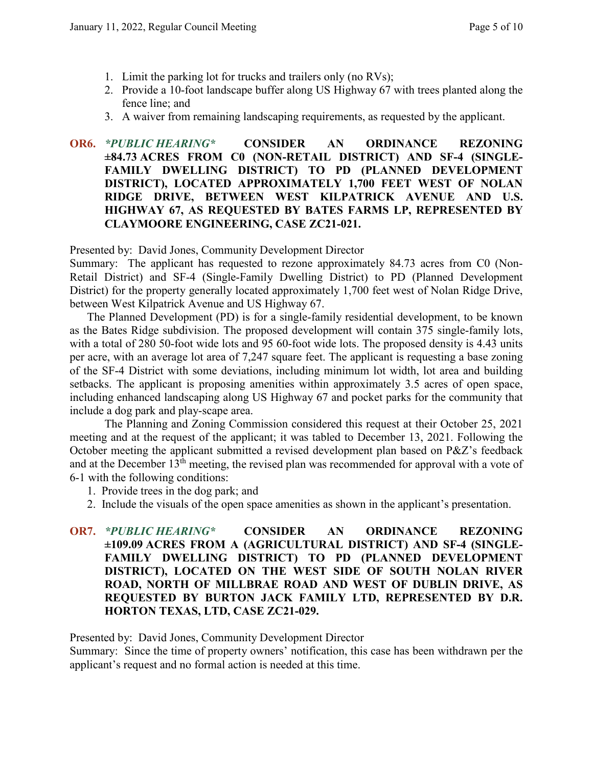1. Limit the parking lot for trucks and trailers only (no RVs);
2. Provide a 10-foot landscape buffer along US Highway 67 with trees planted along the fence line; and
3. A waiver from remaining landscaping requirements, as requested by the applicant.

**OR6.** ***\*PUBLIC HEARING\**** **CONSIDER AN ORDINANCE REZONING ±84.73 ACRES FROM C0 (NON-RETAIL DISTRICT) AND SF-4 (SINGLE-FAMILY DWELLING DISTRICT) TO PD (PLANNED DEVELOPMENT DISTRICT), LOCATED APPROXIMATELY 1,700 FEET WEST OF NOLAN RIDGE DRIVE, BETWEEN WEST KILPATRICK AVENUE AND U.S. HIGHWAY 67, AS REQUESTED BY BATES FARMS LP, REPRESENTED BY CLAYMOORE ENGINEERING, CASE ZC21-021.**

Presented by: David Jones, Community Development Director

Summary: The applicant has requested to rezone approximately 84.73 acres from C0 (Non-Retail District) and SF-4 (Single-Family Dwelling District) to PD (Planned Development District) for the property generally located approximately 1,700 feet west of Nolan Ridge Drive, between West Kilpatrick Avenue and US Highway 67.

The Planned Development (PD) is for a single-family residential development, to be known as the Bates Ridge subdivision. The proposed development will contain 375 single-family lots, with a total of 280 50-foot wide lots and 95 60-foot wide lots. The proposed density is 4.43 units per acre, with an average lot area of 7,247 square feet. The applicant is requesting a base zoning of the SF-4 District with some deviations, including minimum lot width, lot area and building setbacks. The applicant is proposing amenities within approximately 3.5 acres of open space, including enhanced landscaping along US Highway 67 and pocket parks for the community that include a dog park and play-scape area.

The Planning and Zoning Commission considered this request at their October 25, 2021 meeting and at the request of the applicant; it was tabled to December 13, 2021. Following the October meeting the applicant submitted a revised development plan based on P&Z's feedback and at the December 13th meeting, the revised plan was recommended for approval with a vote of 6-1 with the following conditions:

1. Provide trees in the dog park; and
2. Include the visuals of the open space amenities as shown in the applicant's presentation.

**OR7.** ***\*PUBLIC HEARING\**** **CONSIDER AN ORDINANCE REZONING ±109.09 ACRES FROM A (AGRICULTURAL DISTRICT) AND SF-4 (SINGLE-FAMILY DWELLING DISTRICT) TO PD (PLANNED DEVELOPMENT DISTRICT), LOCATED ON THE WEST SIDE OF SOUTH NOLAN RIVER ROAD, NORTH OF MILLBRAE ROAD AND WEST OF DUBLIN DRIVE, AS REQUESTED BY BURTON JACK FAMILY LTD, REPRESENTED BY D.R. HORTON TEXAS, LTD, CASE ZC21-029.**

Presented by: David Jones, Community Development Director

Summary: Since the time of property owners' notification, this case has been withdrawn per the applicant's request and no formal action is needed at this time.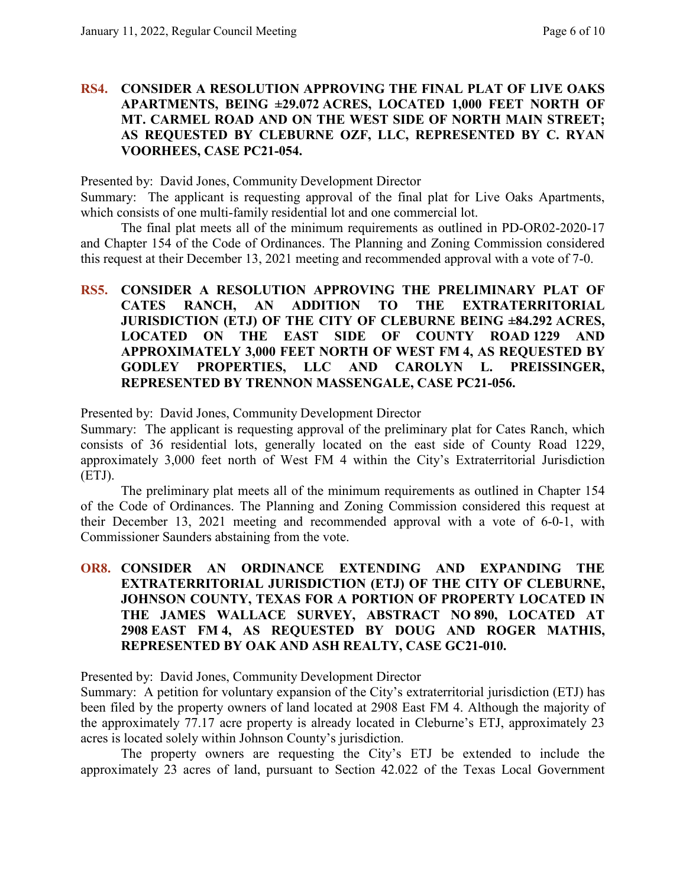**RS4. CONSIDER A RESOLUTION APPROVING THE FINAL PLAT OF LIVE OAKS APARTMENTS, BEING ±29.072 ACRES, LOCATED 1,000 FEET NORTH OF MT. CARMEL ROAD AND ON THE WEST SIDE OF NORTH MAIN STREET; AS REQUESTED BY CLEBURNE OZF, LLC, REPRESENTED BY C. RYAN VOORHEES, CASE PC21-054.**

Presented by: David Jones, Community Development Director

Summary: The applicant is requesting approval of the final plat for Live Oaks Apartments, which consists of one multi-family residential lot and one commercial lot.

The final plat meets all of the minimum requirements as outlined in PD-OR02-2020-17 and Chapter 154 of the Code of Ordinances. The Planning and Zoning Commission considered this request at their December 13, 2021 meeting and recommended approval with a vote of 7-0.

**RS5. CONSIDER A RESOLUTION APPROVING THE PRELIMINARY PLAT OF CATES RANCH, AN ADDITION TO THE EXTRATERRITORIAL JURISDICTION (ETJ) OF THE CITY OF CLEBURNE BEING ±84.292 ACRES, LOCATED ON THE EAST SIDE OF COUNTY ROAD 1229 AND APPROXIMATELY 3,000 FEET NORTH OF WEST FM 4, AS REQUESTED BY GODLEY PROPERTIES, LLC AND CAROLYN L. PREISSINGER, REPRESENTED BY TRENNON MASSENGALE, CASE PC21-056.**

Presented by: David Jones, Community Development Director

Summary: The applicant is requesting approval of the preliminary plat for Cates Ranch, which consists of 36 residential lots, generally located on the east side of County Road 1229, approximately 3,000 feet north of West FM 4 within the City's Extraterritorial Jurisdiction (ETJ).

The preliminary plat meets all of the minimum requirements as outlined in Chapter 154 of the Code of Ordinances. The Planning and Zoning Commission considered this request at their December 13, 2021 meeting and recommended approval with a vote of 6-0-1, with Commissioner Saunders abstaining from the vote.

**OR8. CONSIDER AN ORDINANCE EXTENDING AND EXPANDING THE EXTRATERRITORIAL JURISDICTION (ETJ) OF THE CITY OF CLEBURNE, JOHNSON COUNTY, TEXAS FOR A PORTION OF PROPERTY LOCATED IN THE JAMES WALLACE SURVEY, ABSTRACT NO 890, LOCATED AT 2908 EAST FM 4, AS REQUESTED BY DOUG AND ROGER MATHIS, REPRESENTED BY OAK AND ASH REALTY, CASE GC21-010.**

Presented by: David Jones, Community Development Director

Summary: A petition for voluntary expansion of the City's extraterritorial jurisdiction (ETJ) has been filed by the property owners of land located at 2908 East FM 4. Although the majority of the approximately 77.17 acre property is already located in Cleburne's ETJ, approximately 23 acres is located solely within Johnson County's jurisdiction.

The property owners are requesting the City's ETJ be extended to include the approximately 23 acres of land, pursuant to Section 42.022 of the Texas Local Government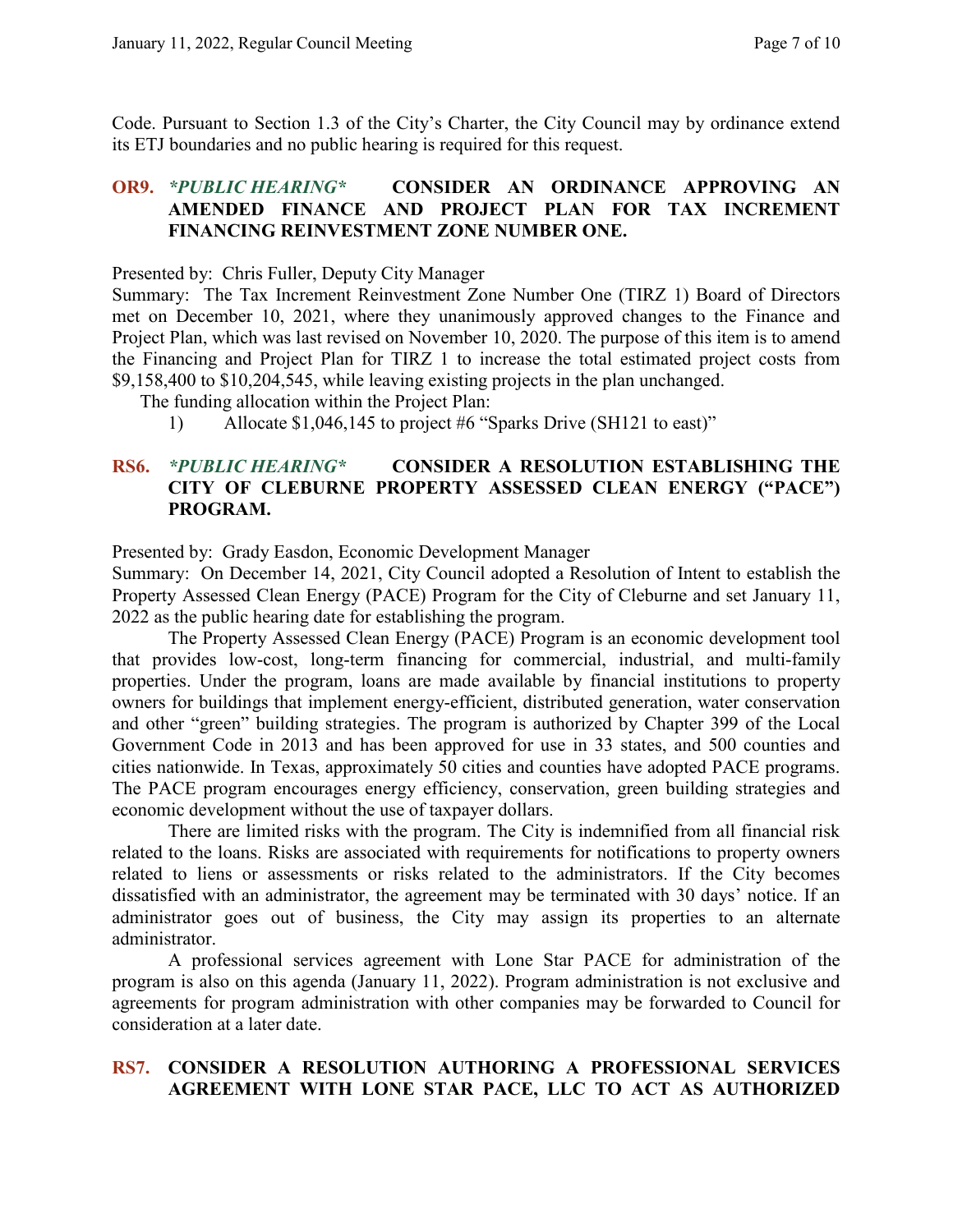Code. Pursuant to Section 1.3 of the City's Charter, the City Council may by ordinance extend its ETJ boundaries and no public hearing is required for this request.

### OR9. *\*PUBLIC HEARING\** CONSIDER AN ORDINANCE APPROVING AN AMENDED FINANCE AND PROJECT PLAN FOR TAX INCREMENT FINANCING REINVESTMENT ZONE NUMBER ONE.

Presented by: Chris Fuller, Deputy City Manager

Summary: The Tax Increment Reinvestment Zone Number One (TIRZ 1) Board of Directors met on December 10, 2021, where they unanimously approved changes to the Finance and Project Plan, which was last revised on November 10, 2020. The purpose of this item is to amend the Financing and Project Plan for TIRZ 1 to increase the total estimated project costs from $9,158,400 to $10,204,545, while leaving existing projects in the plan unchanged.

The funding allocation within the Project Plan:

1) Allocate $1,046,145 to project #6 "Sparks Drive (SH121 to east)"

### RS6. *\*PUBLIC HEARING\** CONSIDER A RESOLUTION ESTABLISHING THE CITY OF CLEBURNE PROPERTY ASSESSED CLEAN ENERGY ("PACE") PROGRAM.

Presented by: Grady Easdon, Economic Development Manager

Summary: On December 14, 2021, City Council adopted a Resolution of Intent to establish the Property Assessed Clean Energy (PACE) Program for the City of Cleburne and set January 11, 2022 as the public hearing date for establishing the program.

The Property Assessed Clean Energy (PACE) Program is an economic development tool that provides low-cost, long-term financing for commercial, industrial, and multi-family properties. Under the program, loans are made available by financial institutions to property owners for buildings that implement energy-efficient, distributed generation, water conservation and other "green" building strategies. The program is authorized by Chapter 399 of the Local Government Code in 2013 and has been approved for use in 33 states, and 500 counties and cities nationwide. In Texas, approximately 50 cities and counties have adopted PACE programs. The PACE program encourages energy efficiency, conservation, green building strategies and economic development without the use of taxpayer dollars.

There are limited risks with the program. The City is indemnified from all financial risk related to the loans. Risks are associated with requirements for notifications to property owners related to liens or assessments or risks related to the administrators. If the City becomes dissatisfied with an administrator, the agreement may be terminated with 30 days' notice. If an administrator goes out of business, the City may assign its properties to an alternate administrator.

A professional services agreement with Lone Star PACE for administration of the program is also on this agenda (January 11, 2022). Program administration is not exclusive and agreements for program administration with other companies may be forwarded to Council for consideration at a later date.

### RS7. CONSIDER A RESOLUTION AUTHORING A PROFESSIONAL SERVICES AGREEMENT WITH LONE STAR PACE, LLC TO ACT AS AUTHORIZED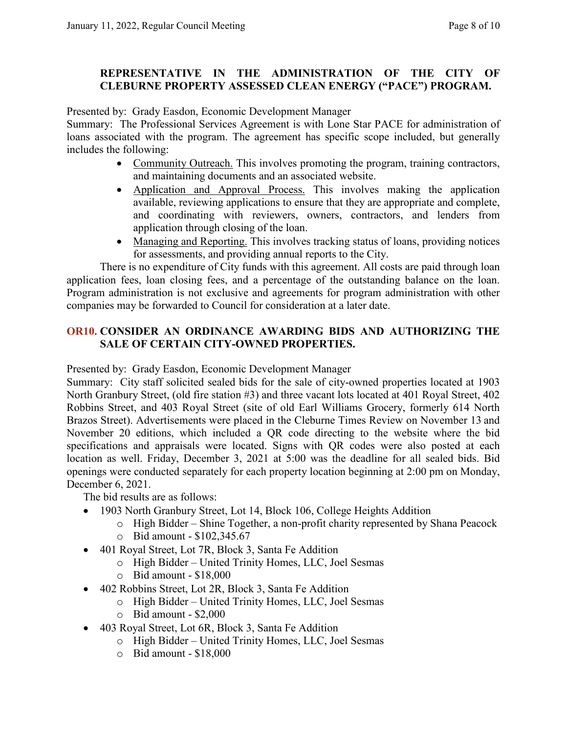**REPRESENTATIVE IN THE ADMINISTRATION OF THE CITY OF CLEBURNE PROPERTY ASSESSED CLEAN ENERGY ("PACE") PROGRAM.**

Presented by: Grady Easdon, Economic Development Manager

Summary: The Professional Services Agreement is with Lone Star PACE for administration of loans associated with the program. The agreement has specific scope included, but generally includes the following:

- Community Outreach. This involves promoting the program, training contractors, and maintaining documents and an associated website.
- Application and Approval Process. This involves making the application available, reviewing applications to ensure that they are appropriate and complete, and coordinating with reviewers, owners, contractors, and lenders from application through closing of the loan.
- Managing and Reporting. This involves tracking status of loans, providing notices for assessments, and providing annual reports to the City.

There is no expenditure of City funds with this agreement. All costs are paid through loan application fees, loan closing fees, and a percentage of the outstanding balance on the loan. Program administration is not exclusive and agreements for program administration with other companies may be forwarded to Council for consideration at a later date.

**OR10. CONSIDER AN ORDINANCE AWARDING BIDS AND AUTHORIZING THE SALE OF CERTAIN CITY-OWNED PROPERTIES.**

Presented by: Grady Easdon, Economic Development Manager

Summary: City staff solicited sealed bids for the sale of city-owned properties located at 1903 North Granbury Street, (old fire station #3) and three vacant lots located at 401 Royal Street, 402 Robbins Street, and 403 Royal Street (site of old Earl Williams Grocery, formerly 614 North Brazos Street). Advertisements were placed in the Cleburne Times Review on November 13 and November 20 editions, which included a QR code directing to the website where the bid specifications and appraisals were located. Signs with QR codes were also posted at each location as well. Friday, December 3, 2021 at 5:00 was the deadline for all sealed bids. Bid openings were conducted separately for each property location beginning at 2:00 pm on Monday, December 6, 2021.

The bid results are as follows:

- 1903 North Granbury Street, Lot 14, Block 106, College Heights Addition
  - High Bidder – Shine Together, a non-profit charity represented by Shana Peacock
  - Bid amount - $102,345.67
- 401 Royal Street, Lot 7R, Block 3, Santa Fe Addition
  - High Bidder – United Trinity Homes, LLC, Joel Sesmas
  - Bid amount - $18,000
- 402 Robbins Street, Lot 2R, Block 3, Santa Fe Addition
  - High Bidder – United Trinity Homes, LLC, Joel Sesmas
  - Bid amount - $2,000
- 403 Royal Street, Lot 6R, Block 3, Santa Fe Addition
  - High Bidder – United Trinity Homes, LLC, Joel Sesmas
  - Bid amount - $18,000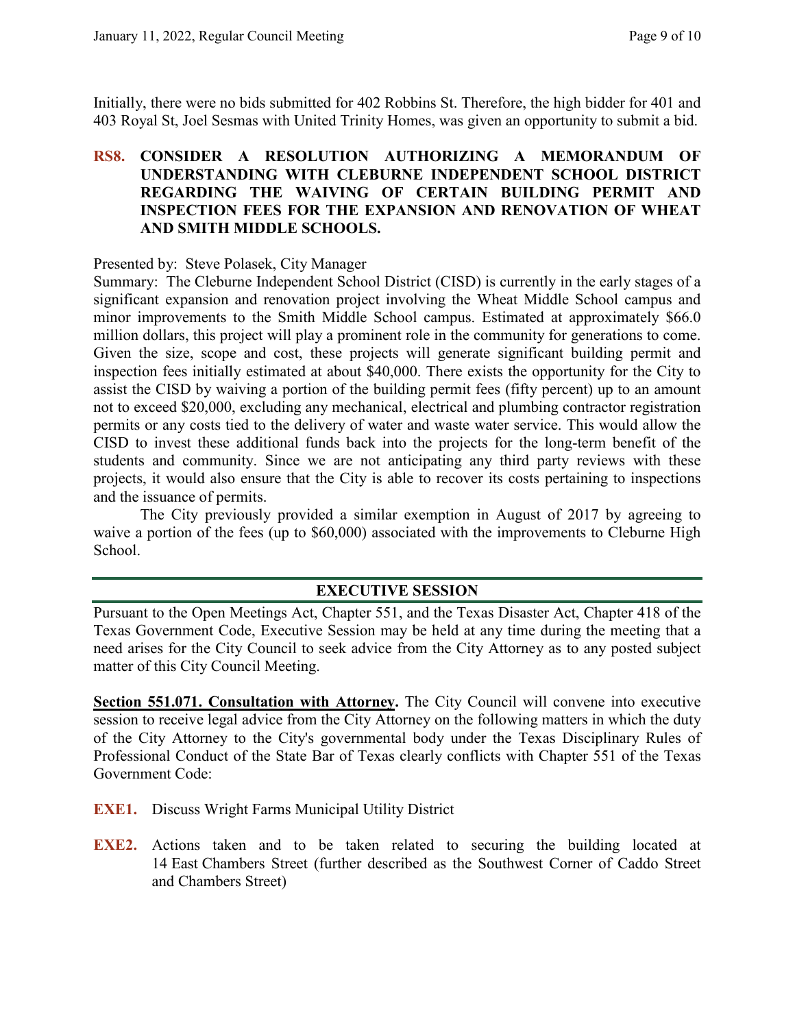Initially, there were no bids submitted for 402 Robbins St. Therefore, the high bidder for 401 and 403 Royal St, Joel Sesmas with United Trinity Homes, was given an opportunity to submit a bid.

**RS8. CONSIDER A RESOLUTION AUTHORIZING A MEMORANDUM OF UNDERSTANDING WITH CLEBURNE INDEPENDENT SCHOOL DISTRICT REGARDING THE WAIVING OF CERTAIN BUILDING PERMIT AND INSPECTION FEES FOR THE EXPANSION AND RENOVATION OF WHEAT AND SMITH MIDDLE SCHOOLS.**

Presented by: Steve Polasek, City Manager

Summary: The Cleburne Independent School District (CISD) is currently in the early stages of a significant expansion and renovation project involving the Wheat Middle School campus and minor improvements to the Smith Middle School campus. Estimated at approximately $66.0 million dollars, this project will play a prominent role in the community for generations to come. Given the size, scope and cost, these projects will generate significant building permit and inspection fees initially estimated at about $40,000. There exists the opportunity for the City to assist the CISD by waiving a portion of the building permit fees (fifty percent) up to an amount not to exceed $20,000, excluding any mechanical, electrical and plumbing contractor registration permits or any costs tied to the delivery of water and waste water service. This would allow the CISD to invest these additional funds back into the projects for the long-term benefit of the students and community. Since we are not anticipating any third party reviews with these projects, it would also ensure that the City is able to recover its costs pertaining to inspections and the issuance of permits.

The City previously provided a similar exemption in August of 2017 by agreeing to waive a portion of the fees (up to $60,000) associated with the improvements to Cleburne High School.

## EXECUTIVE SESSION

Pursuant to the Open Meetings Act, Chapter 551, and the Texas Disaster Act, Chapter 418 of the Texas Government Code, Executive Session may be held at any time during the meeting that a need arises for the City Council to seek advice from the City Attorney as to any posted subject matter of this City Council Meeting.

**Section 551.071. Consultation with Attorney.** The City Council will convene into executive session to receive legal advice from the City Attorney on the following matters in which the duty of the City Attorney to the City's governmental body under the Texas Disciplinary Rules of Professional Conduct of the State Bar of Texas clearly conflicts with Chapter 551 of the Texas Government Code:

**EXE1.** Discuss Wright Farms Municipal Utility District

**EXE2.** Actions taken and to be taken related to securing the building located at 14 East Chambers Street (further described as the Southwest Corner of Caddo Street and Chambers Street)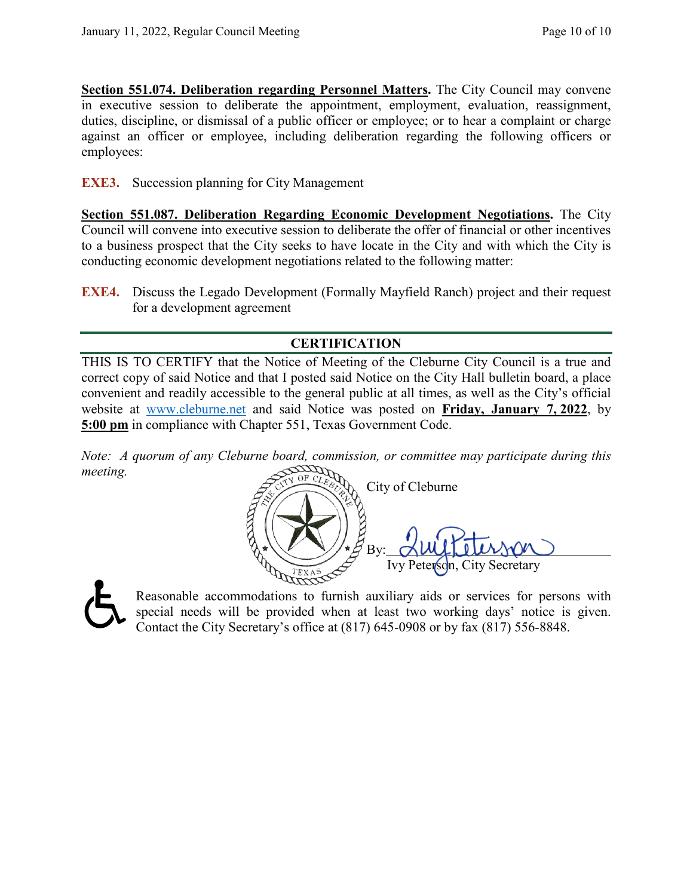**Section 551.074. Deliberation regarding Personnel Matters.** The City Council may convene in executive session to deliberate the appointment, employment, evaluation, reassignment, duties, discipline, or dismissal of a public officer or employee; or to hear a complaint or charge against an officer or employee, including deliberation regarding the following officers or employees:

**EXE3.** Succession planning for City Management

**Section 551.087. Deliberation Regarding Economic Development Negotiations.** The City Council will convene into executive session to deliberate the offer of financial or other incentives to a business prospect that the City seeks to have locate in the City and with which the City is conducting economic development negotiations related to the following matter:

**EXE4.** Discuss the Legado Development (Formally Mayfield Ranch) project and their request for a development agreement

---

## CERTIFICATION

THIS IS TO CERTIFY that the Notice of Meeting of the Cleburne City Council is a true and correct copy of said Notice and that I posted said Notice on the City Hall bulletin board, a place convenient and readily accessible to the general public at all times, as well as the City's official website at www.cleburne.net and said Notice was posted on **Friday, January 7, 2022**, by **5:00 pm** in compliance with Chapter 551, Texas Government Code.

*Note: A quorum of any Cleburne board, commission, or committee may participate during this meeting.*

City of Cleburne

By: Ivy Peterson
Ivy Peterson, City Secretary

Reasonable accommodations to furnish auxiliary aids or services for persons with special needs will be provided when at least two working days' notice is given. Contact the City Secretary's office at (817) 645-0908 or by fax (817) 556-8848.